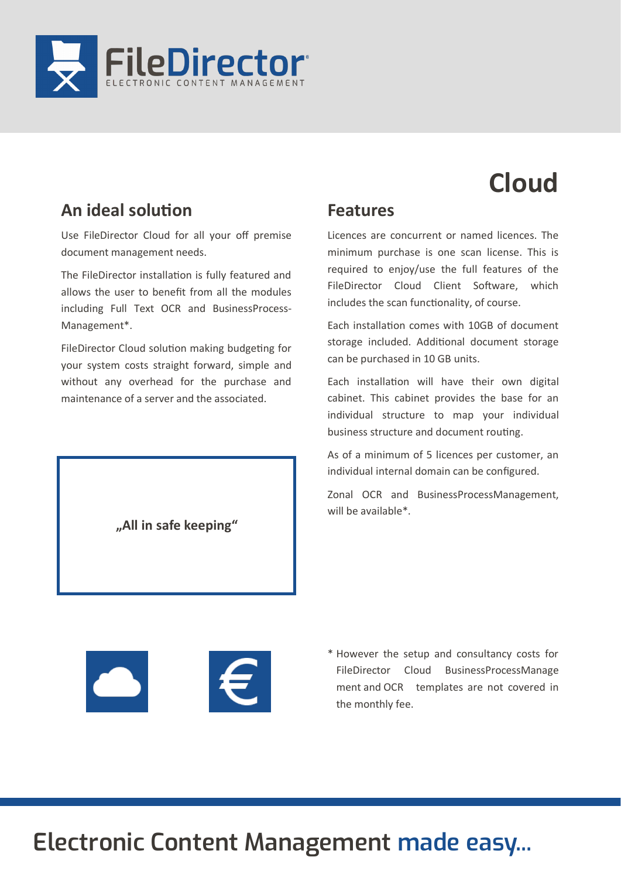FileDirector
ELECTRONIC CONTENT MANAGEMENT

# Cloud

## An ideal solution

Use FileDirector Cloud for all your off premise document management needs.

The FileDirector installation is fully featured and allows the user to benefit from all the modules including Full Text OCR and BusinessProcess-Management*.

FileDirector Cloud solution making budgeting for your system costs straight forward, simple and without any overhead for the purchase and maintenance of a server and the associated.

**„All in safe keeping“**

## Features

Licences are concurrent or named licences. The minimum purchase is one scan license. This is required to enjoy/use the full features of the FileDirector Cloud Client Software, which includes the scan functionality, of course.

Each installation comes with 10GB of document storage included. Additional document storage can be purchased in 10 GB units.

Each installation will have their own digital cabinet. This cabinet provides the base for an individual structure to map your individual business structure and document routing.

As of a minimum of 5 licences per customer, an individual internal domain can be configured.

Zonal OCR and BusinessProcessManagement, will be available*.

* However the setup and consultancy costs for FileDirector Cloud BusinessProcessManagement and OCR templates are not covered in the monthly fee.

Electronic Content Management made easy...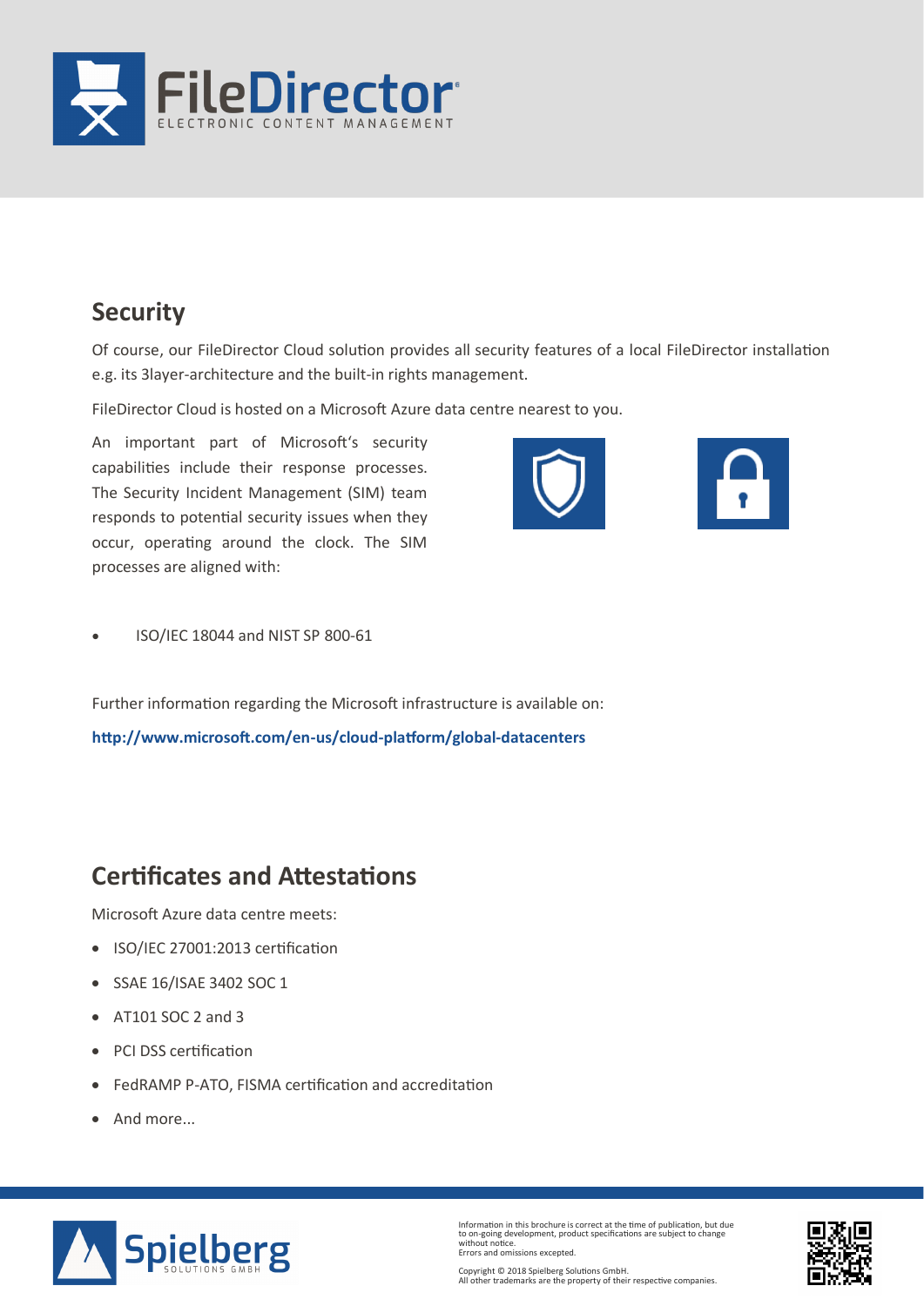## Security

Of course, our FileDirector Cloud solution provides all security features of a local FileDirector installation e.g. its 3layer-architecture and the built-in rights management.

FileDirector Cloud is hosted on a Microsoft Azure data centre nearest to you.

An important part of Microsoft's security capabilities include their response processes. The Security Incident Management (SIM) team responds to potential security issues when they occur, operating around the clock. The SIM processes are aligned with:

- ISO/IEC 18044 and NIST SP 800-61

Further information regarding the Microsoft infrastructure is available on:

**http://www.microsoft.com/en-us/cloud-platform/global-datacenters**

## Certificates and Attestations

Microsoft Azure data centre meets:

- ISO/IEC 27001:2013 certification
- SSAE 16/ISAE 3402 SOC 1
- AT101 SOC 2 and 3
- PCI DSS certification
- FedRAMP P-ATO, FISMA certification and accreditation
- And more...

Information in this brochure is correct at the time of publication, but due to on-going development, product specifications are subject to change without notice.
Errors and omissions excepted.

Copyright © 2018 Spielberg Solutions GmbH.
All other trademarks are the property of their respective companies.